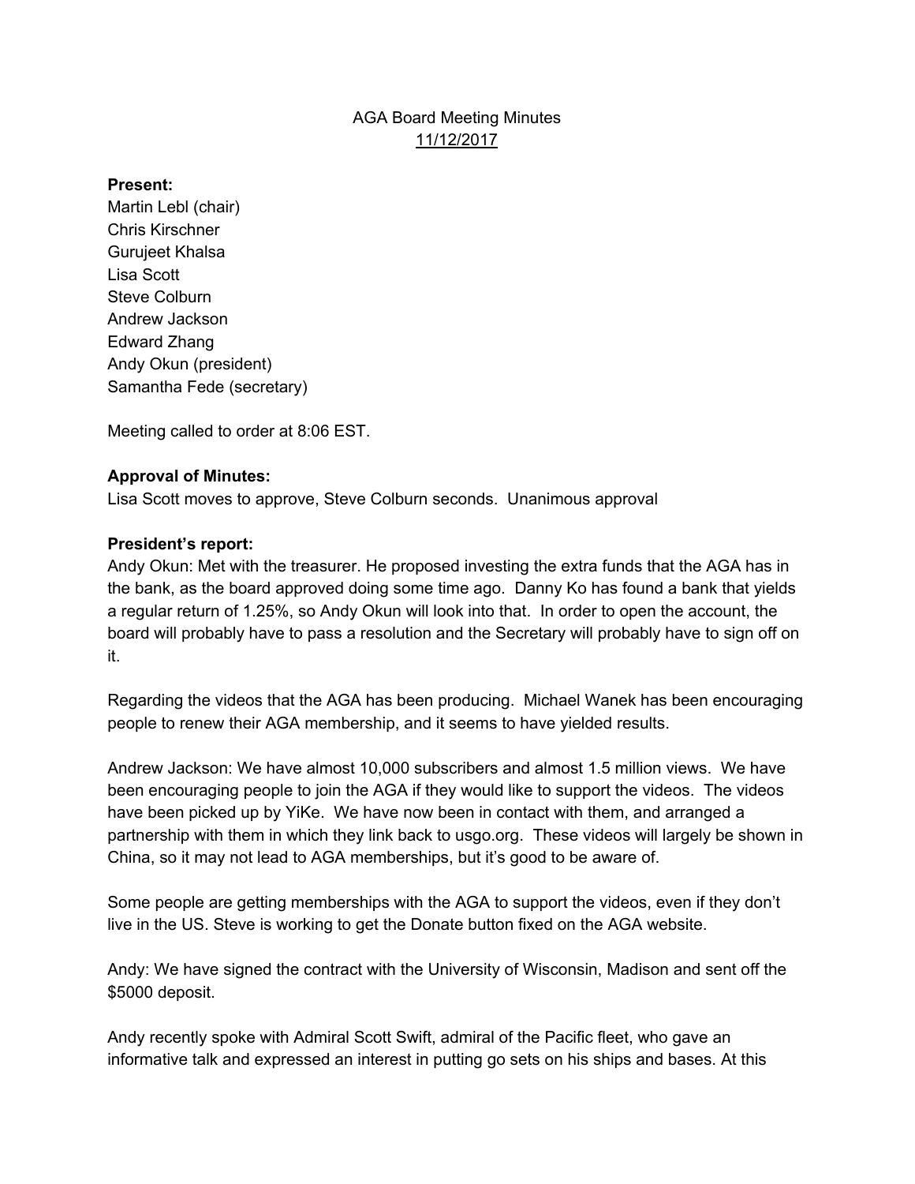# AGA Board Meeting Minutes

11/12/2017

**Present:**

Martin Lebl (chair)
Chris Kirschner
Gurujeet Khalsa
Lisa Scott
Steve Colburn
Andrew Jackson
Edward Zhang
Andy Okun (president)
Samantha Fede (secretary)

Meeting called to order at 8:06 EST.

**Approval of Minutes:**

Lisa Scott moves to approve, Steve Colburn seconds. Unanimous approval

**President's report:**

Andy Okun: Met with the treasurer. He proposed investing the extra funds that the AGA has in the bank, as the board approved doing some time ago. Danny Ko has found a bank that yields a regular return of 1.25%, so Andy Okun will look into that. In order to open the account, the board will probably have to pass a resolution and the Secretary will probably have to sign off on it.

Regarding the videos that the AGA has been producing. Michael Wanek has been encouraging people to renew their AGA membership, and it seems to have yielded results.

Andrew Jackson: We have almost 10,000 subscribers and almost 1.5 million views. We have been encouraging people to join the AGA if they would like to support the videos. The videos have been picked up by YiKe. We have now been in contact with them, and arranged a partnership with them in which they link back to usgo.org. These videos will largely be shown in China, so it may not lead to AGA memberships, but it's good to be aware of.

Some people are getting memberships with the AGA to support the videos, even if they don't live in the US. Steve is working to get the Donate button fixed on the AGA website.

Andy: We have signed the contract with the University of Wisconsin, Madison and sent off the $5000 deposit.

Andy recently spoke with Admiral Scott Swift, admiral of the Pacific fleet, who gave an informative talk and expressed an interest in putting go sets on his ships and bases. At this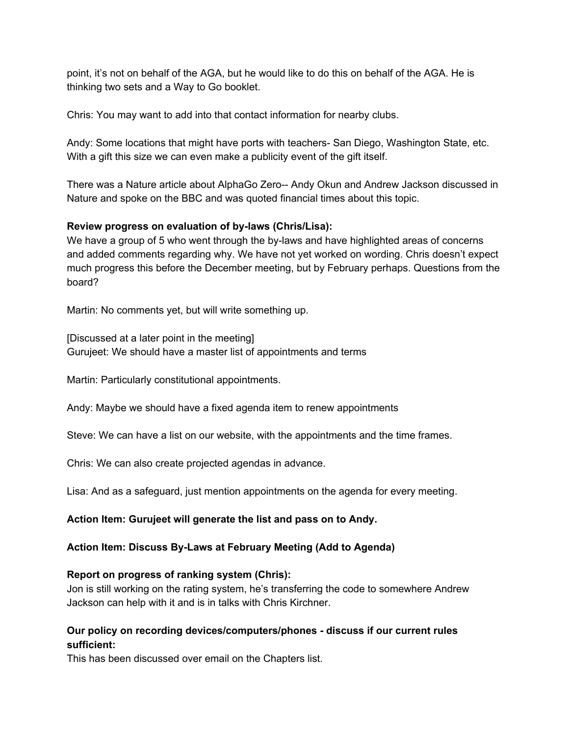point, it's not on behalf of the AGA, but he would like to do this on behalf of the AGA. He is thinking two sets and a Way to Go booklet.

Chris: You may want to add into that contact information for nearby clubs.

Andy: Some locations that might have ports with teachers- San Diego, Washington State, etc. With a gift this size we can even make a publicity event of the gift itself.

There was a Nature article about AlphaGo Zero-- Andy Okun and Andrew Jackson discussed in Nature and spoke on the BBC and was quoted financial times about this topic.

**Review progress on evaluation of by-laws (Chris/Lisa):**
We have a group of 5 who went through the by-laws and have highlighted areas of concerns and added comments regarding why. We have not yet worked on wording. Chris doesn't expect much progress this before the December meeting, but by February perhaps. Questions from the board?

Martin: No comments yet, but will write something up.

[Discussed at a later point in the meeting]
Gurujeet: We should have a master list of appointments and terms

Martin: Particularly constitutional appointments.

Andy: Maybe we should have a fixed agenda item to renew appointments

Steve: We can have a list on our website, with the appointments and the time frames.

Chris: We can also create projected agendas in advance.

Lisa: And as a safeguard, just mention appointments on the agenda for every meeting.

**Action Item: Gurujeet will generate the list and pass on to Andy.**

**Action Item: Discuss By-Laws at February Meeting (Add to Agenda)**

**Report on progress of ranking system (Chris):**
Jon is still working on the rating system, he's transferring the code to somewhere Andrew Jackson can help with it and is in talks with Chris Kirchner.

**Our policy on recording devices/computers/phones - discuss if our current rules sufficient:**
This has been discussed over email on the Chapters list.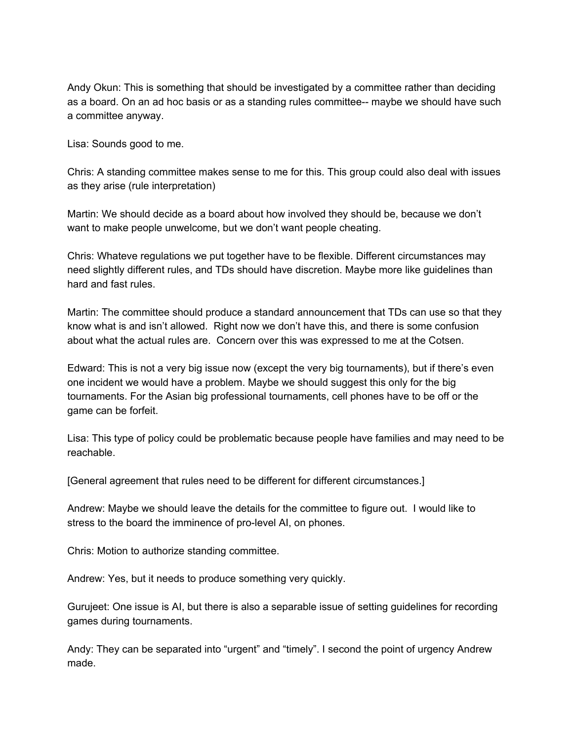Andy Okun: This is something that should be investigated by a committee rather than deciding as a board. On an ad hoc basis or as a standing rules committee-- maybe we should have such a committee anyway.

Lisa: Sounds good to me.

Chris: A standing committee makes sense to me for this. This group could also deal with issues as they arise (rule interpretation)

Martin: We should decide as a board about how involved they should be, because we don't want to make people unwelcome, but we don't want people cheating.

Chris: Whateve regulations we put together have to be flexible. Different circumstances may need slightly different rules, and TDs should have discretion. Maybe more like guidelines than hard and fast rules.

Martin: The committee should produce a standard announcement that TDs can use so that they know what is and isn't allowed. Right now we don't have this, and there is some confusion about what the actual rules are. Concern over this was expressed to me at the Cotsen.

Edward: This is not a very big issue now (except the very big tournaments), but if there's even one incident we would have a problem. Maybe we should suggest this only for the big tournaments. For the Asian big professional tournaments, cell phones have to be off or the game can be forfeit.

Lisa: This type of policy could be problematic because people have families and may need to be reachable.

[General agreement that rules need to be different for different circumstances.]

Andrew: Maybe we should leave the details for the committee to figure out. I would like to stress to the board the imminence of pro-level AI, on phones.

Chris: Motion to authorize standing committee.

Andrew: Yes, but it needs to produce something very quickly.

Gurujeet: One issue is AI, but there is also a separable issue of setting guidelines for recording games during tournaments.

Andy: They can be separated into "urgent" and "timely". I second the point of urgency Andrew made.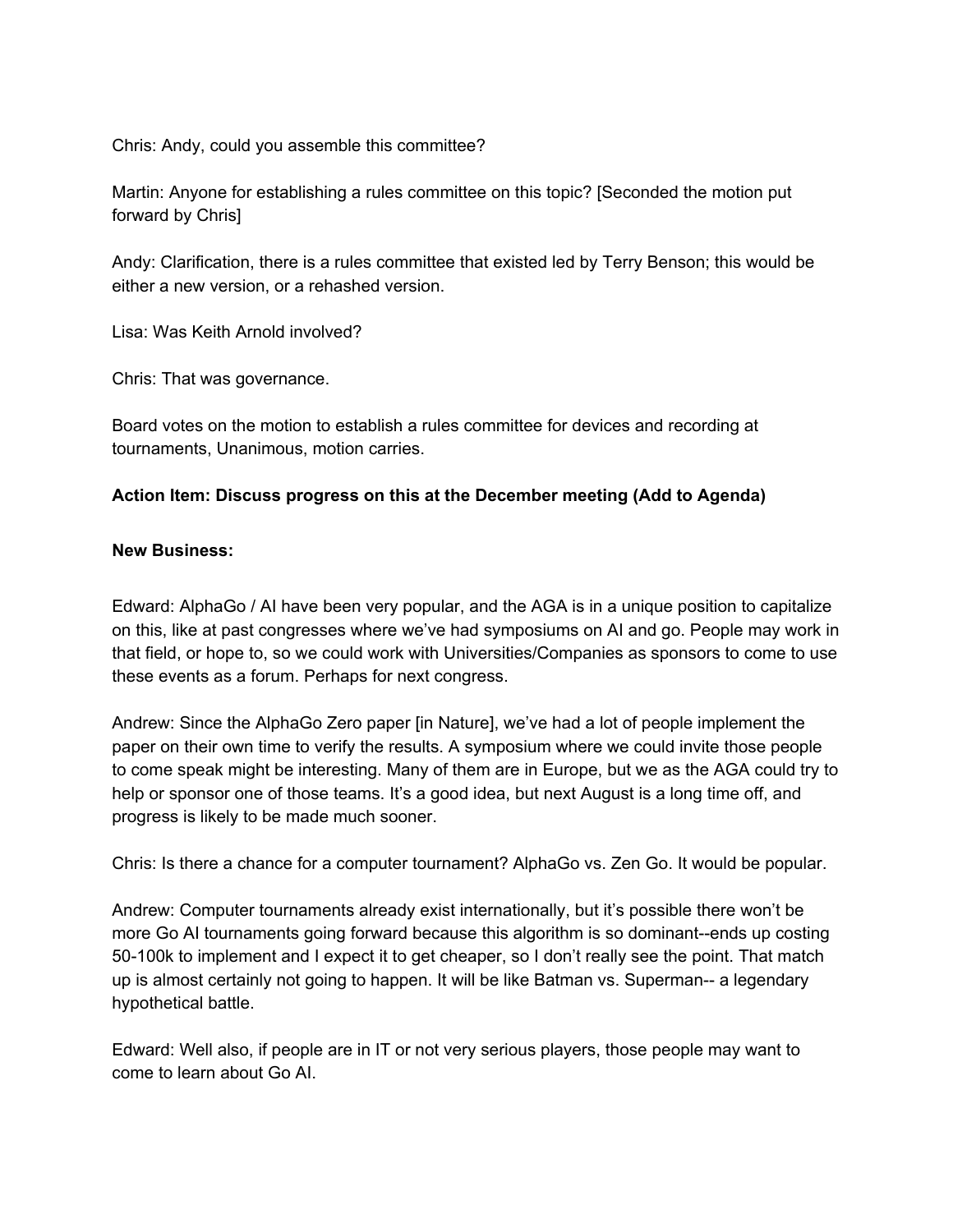Chris: Andy, could you assemble this committee?

Martin: Anyone for establishing a rules committee on this topic? [Seconded the motion put forward by Chris]

Andy: Clarification, there is a rules committee that existed led by Terry Benson; this would be either a new version, or a rehashed version.

Lisa: Was Keith Arnold involved?

Chris: That was governance.

Board votes on the motion to establish a rules committee for devices and recording at tournaments, Unanimous, motion carries.

**Action Item: Discuss progress on this at the December meeting (Add to Agenda)**

**New Business:**

Edward: AlphaGo / AI have been very popular, and the AGA is in a unique position to capitalize on this, like at past congresses where we've had symposiums on AI and go. People may work in that field, or hope to, so we could work with Universities/Companies as sponsors to come to use these events as a forum. Perhaps for next congress.

Andrew: Since the AlphaGo Zero paper [in Nature], we've had a lot of people implement the paper on their own time to verify the results. A symposium where we could invite those people to come speak might be interesting. Many of them are in Europe, but we as the AGA could try to help or sponsor one of those teams. It's a good idea, but next August is a long time off, and progress is likely to be made much sooner.

Chris: Is there a chance for a computer tournament? AlphaGo vs. Zen Go. It would be popular.

Andrew: Computer tournaments already exist internationally, but it's possible there won't be more Go AI tournaments going forward because this algorithm is so dominant--ends up costing 50-100k to implement and I expect it to get cheaper, so I don't really see the point. That match up is almost certainly not going to happen. It will be like Batman vs. Superman-- a legendary hypothetical battle.

Edward: Well also, if people are in IT or not very serious players, those people may want to come to learn about Go AI.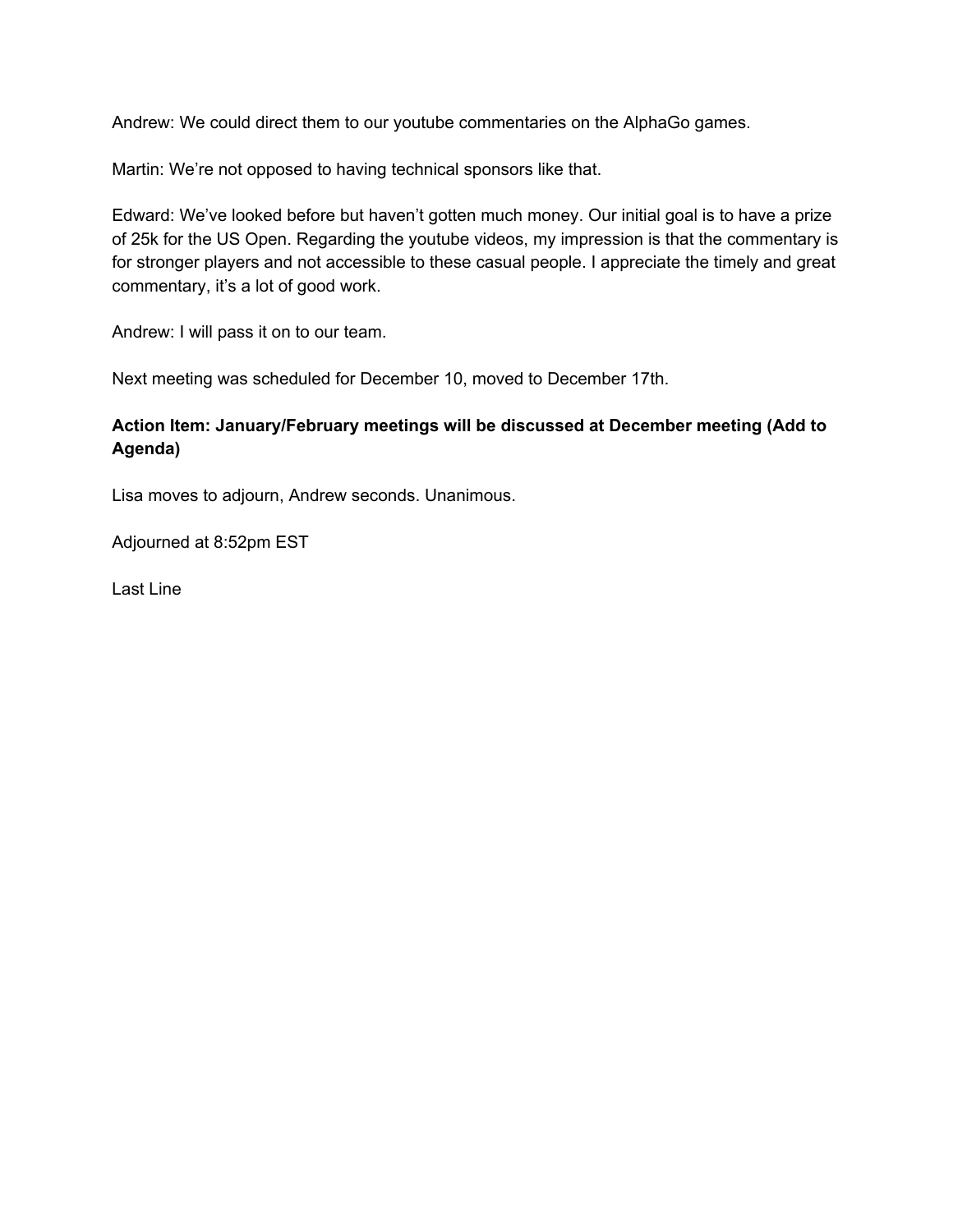Andrew: We could direct them to our youtube commentaries on the AlphaGo games.

Martin: We're not opposed to having technical sponsors like that.

Edward: We've looked before but haven't gotten much money. Our initial goal is to have a prize of 25k for the US Open. Regarding the youtube videos, my impression is that the commentary is for stronger players and not accessible to these casual people. I appreciate the timely and great commentary, it's a lot of good work.

Andrew: I will pass it on to our team.

Next meeting was scheduled for December 10, moved to December 17th.

**Action Item: January/February meetings will be discussed at December meeting (Add to Agenda)**

Lisa moves to adjourn, Andrew seconds. Unanimous.

Adjourned at 8:52pm EST

Last Line